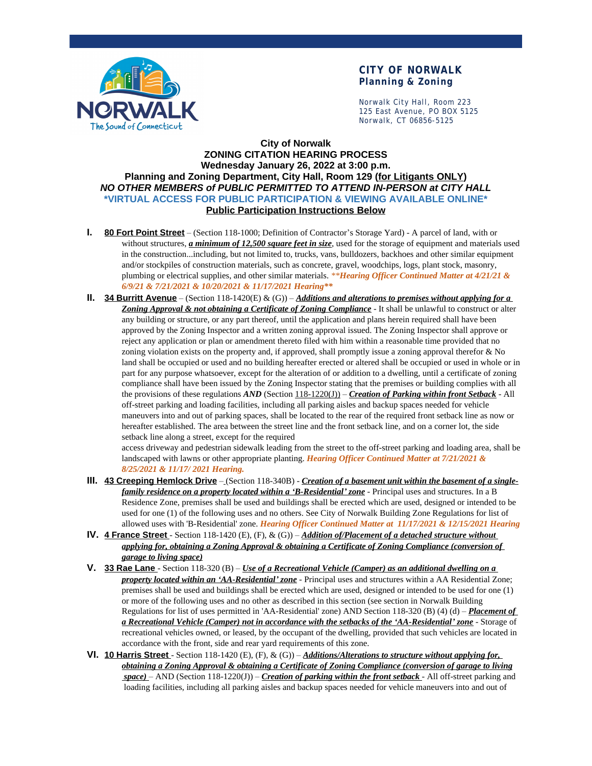**CITY OF NORWALK**
**Planning & Zoning**

Norwalk City Hall, Room 223
125 East Avenue, PO BOX 5125
Norwalk, CT 06856-5125

**City of Norwalk**
**ZONING CITATION HEARING PROCESS**
**Wednesday January 26, 2022 at 3:00 p.m.**
**Planning and Zoning Department, City Hall, Room 129 (for Litigants ONLY)**
***NO OTHER MEMBERS of PUBLIC PERMITTED TO ATTEND IN-PERSON at CITY HALL***
**\*VIRTUAL ACCESS FOR PUBLIC PARTICIPATION & VIEWING AVAILABLE ONLINE\***
**Public Participation Instructions Below**

I. **80 Fort Point Street** – (Section 118-1000; Definition of Contractor's Storage Yard) - A parcel of land, with or without structures, ***a minimum of 12,500 square feet in size***, used for the storage of equipment and materials used in the construction...including, but not limited to, trucks, vans, bulldozers, backhoes and other similar equipment and/or stockpiles of construction materials, such as concrete, gravel, woodchips, logs, plant stock, masonry, plumbing or electrical supplies, and other similar materials. ***\*\*Hearing Officer Continued Matter at 4/21/21 & 6/9/21 & 7/21/2021 & 10/20/2021 & 11/17/2021 Hearing\*\****

II. **34 Burritt Avenue** – (Section 118-1420(E) & (G)) – ***Additions and alterations to premises without applying for a Zoning Approval & not obtaining a Certificate of Zoning Compliance*** - It shall be unlawful to construct or alter any building or structure, or any part thereof, until the application and plans herein required shall have been approved by the Zoning Inspector and a written zoning approval issued. The Zoning Inspector shall approve or reject any application or plan or amendment thereto filed with him within a reasonable time provided that no zoning violation exists on the property and, if approved, shall promptly issue a zoning approval therefor & No land shall be occupied or used and no building hereafter erected or altered shall be occupied or used in whole or in part for any purpose whatsoever, except for the alteration of or addition to a dwelling, until a certificate of zoning compliance shall have been issued by the Zoning Inspector stating that the premises or building complies with all the provisions of these regulations ***AND*** (Section 118-1220(J)) – ***Creation of Parking within front Setback*** - All off-street parking and loading facilities, including all parking aisles and backup spaces needed for vehicle maneuvers into and out of parking spaces, shall be located to the rear of the required front setback line as now or hereafter established. The area between the street line and the front setback line, and on a corner lot, the side setback line along a street, except for the required access driveway and pedestrian sidewalk leading from the street to the off-street parking and loading area, shall be landscaped with lawns or other appropriate planting. ***Hearing Officer Continued Matter at 7/21/2021 & 8/25/2021 & 11/17/ 2021 Hearing.***

III. **43 Creeping Hemlock Drive** – (Section 118-340B) - ***Creation of a basement unit within the basement of a single-family residence on a property located within a 'B-Residential' zone*** - Principal uses and structures. In a B Residence Zone, premises shall be used and buildings shall be erected which are used, designed or intended to be used for one (1) of the following uses and no others. See City of Norwalk Building Zone Regulations for list of allowed uses with 'B-Residential' zone. ***Hearing Officer Continued Matter at 11/17/2021 & 12/15/2021 Hearing***

IV. **4 France Street** - Section 118-1420 (E), (F), & (G)) – ***Addition of/Placement of a detached structure without applying for, obtaining a Zoning Approval & obtaining a Certificate of Zoning Compliance (conversion of garage to living space)***

V. **33 Rae Lane** - Section 118-320 (B) – ***Use of a Recreational Vehicle (Camper) as an additional dwelling on a property located within an 'AA-Residential' zone*** - Principal uses and structures within a AA Residential Zone; premises shall be used and buildings shall be erected which are used, designed or intended to be used for one (1) or more of the following uses and no other as described in this section (see section in Norwalk Building Regulations for list of uses permitted in 'AA-Residential' zone) AND Section 118-320 (B) (4) (d) – ***Placement of a Recreational Vehicle (Camper) not in accordance with the setbacks of the 'AA-Residential' zone*** - Storage of recreational vehicles owned, or leased, by the occupant of the dwelling, provided that such vehicles are located in accordance with the front, side and rear yard requirements of this zone.

VI. **10 Harris Street** - Section 118-1420 (E), (F), & (G)) – ***Additions/Alterations to structure without applying for, obtaining a Zoning Approval & obtaining a Certificate of Zoning Compliance (conversion of garage to living space)*** – AND (Section 118-1220(J)) – ***Creation of parking within the front setback*** - All off-street parking and loading facilities, including all parking aisles and backup spaces needed for vehicle maneuvers into and out of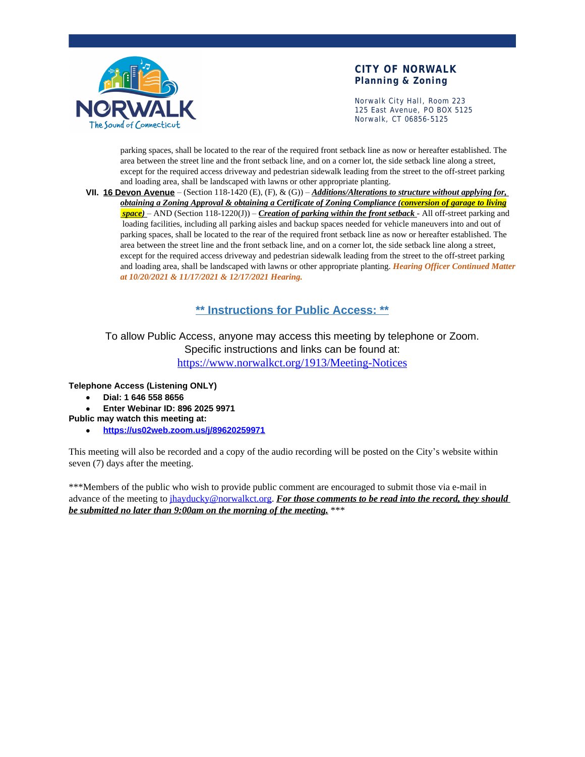parking spaces, shall be located to the rear of the required front setback line as now or hereafter established. The area between the street line and the front setback line, and on a corner lot, the side setback line along a street, except for the required access driveway and pedestrian sidewalk leading from the street to the off-street parking and loading area, shall be landscaped with lawns or other appropriate planting.

**VII.** **16 Devon Avenue** – (Section 118-1420 (E), (F), & (G)) – ***Additions/Alterations to structure without applying for, obtaining a Zoning Approval & obtaining a Certificate of Zoning Compliance (conversion of garage to living space)*** – AND (Section 118-1220(J)) – ***Creation of parking within the front setback*** - All off-street parking and loading facilities, including all parking aisles and backup spaces needed for vehicle maneuvers into and out of parking spaces, shall be located to the rear of the required front setback line as now or hereafter established. The area between the street line and the front setback line, and on a corner lot, the side setback line along a street, except for the required access driveway and pedestrian sidewalk leading from the street to the off-street parking and loading area, shall be landscaped with lawns or other appropriate planting. ***Hearing Officer Continued Matter at 10/20/2021 & 11/17/2021 & 12/17/2021 Hearing.***

## ** Instructions for Public Access: **

To allow Public Access, anyone may access this meeting by telephone or Zoom. Specific instructions and links can be found at: https://www.norwalkct.org/1913/Meeting-Notices

**Telephone Access (Listening ONLY)**

- **Dial: 1 646 558 8656**
- **Enter Webinar ID: 896 2025 9971**

**Public may watch this meeting at:**

- **https://us02web.zoom.us/j/89620259971**

This meeting will also be recorded and a copy of the audio recording will be posted on the City's website within seven (7) days after the meeting.

***Members of the public who wish to provide public comment are encouraged to submit those via e-mail in advance of the meeting to jhayducky@norwalkct.org. ***For those comments to be read into the record, they should be submitted no later than 9:00am on the morning of the meeting.*** ***